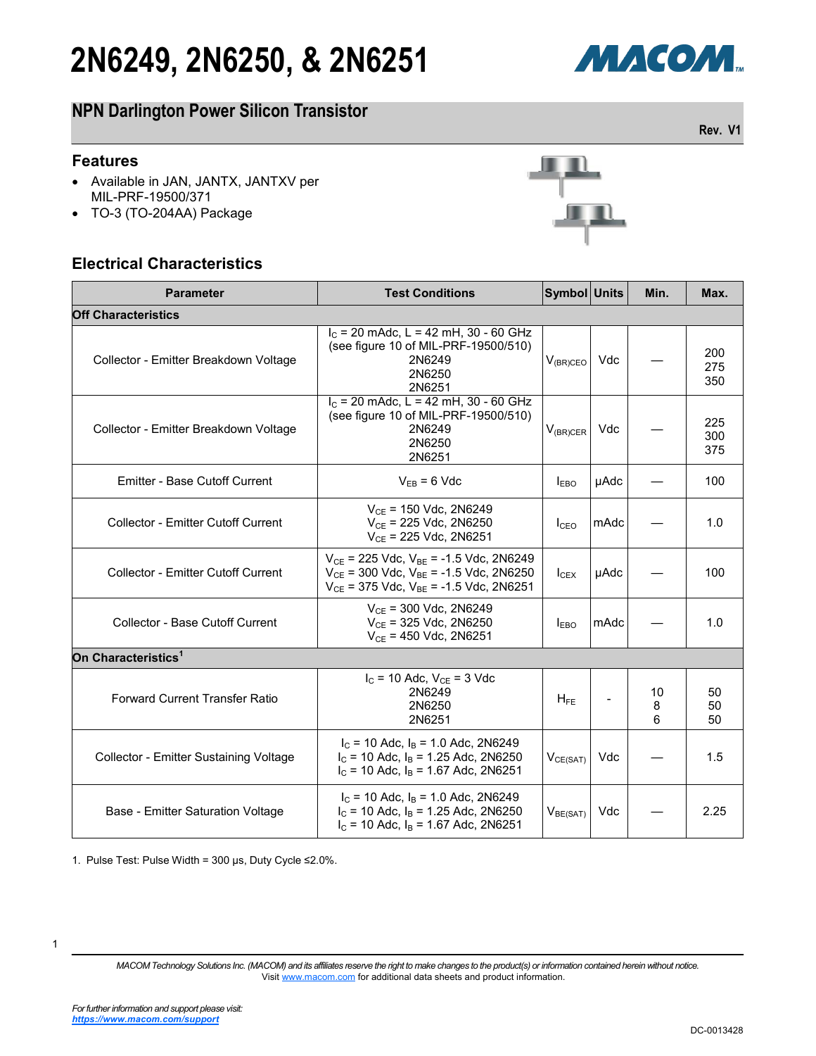# 2N6249, 2N6250, & 2N6251

## NPN Darlington Power Silicon Transistor

Rev. V1

### Features

- Available in JAN, JANTX, JANTXV per MIL-PRF-19500/371
- TO-3 (TO-204AA) Package

### Electrical Characteristics

| Parameter | Test Conditions | Symbol | Units | Min. | Max. |
|---|---|---|---|---|---|
| **Off Characteristics** | | | | | |
| Collector - Emitter Breakdown Voltage | $I_C$ = 20 mAdc, L = 42 mH, 30 - 60 GHz (see figure 10 of MIL-PRF-19500/510) 2N6249 2N6250 2N6251 | $V_{(BR)CEO}$ | Vdc | — | 200 275 350 |
| Collector - Emitter Breakdown Voltage | $I_C$ = 20 mAdc, L = 42 mH, 30 - 60 GHz (see figure 10 of MIL-PRF-19500/510) 2N6249 2N6250 2N6251 | $V_{(BR)CER}$ | Vdc | — | 225 300 375 |
| Emitter - Base Cutoff Current | $V_{EB}$ = 6 Vdc | $I_{EBO}$ | μAdc | — | 100 |
| Collector - Emitter Cutoff Current | $V_{CE}$ = 150 Vdc, 2N6249 $V_{CE}$ = 225 Vdc, 2N6250 $V_{CE}$ = 225 Vdc, 2N6251 | $I_{CEO}$ | mAdc | — | 1.0 |
| Collector - Emitter Cutoff Current | $V_{CE}$ = 225 Vdc, $V_{BE}$ = -1.5 Vdc, 2N6249 $V_{CE}$ = 300 Vdc, $V_{BE}$ = -1.5 Vdc, 2N6250 $V_{CE}$ = 375 Vdc, $V_{BE}$ = -1.5 Vdc, 2N6251 | $I_{CEX}$ | μAdc | — | 100 |
| Collector - Base Cutoff Current | $V_{CE}$ = 300 Vdc, 2N6249 $V_{CE}$ = 325 Vdc, 2N6250 $V_{CE}$ = 450 Vdc, 2N6251 | $I_{EBO}$ | mAdc | — | 1.0 |
| **On Characteristics[1]** | | | | | |
| Forward Current Transfer Ratio | $I_C$ = 10 Adc, $V_{CE}$ = 3 Vdc 2N6249 2N6250 2N6251 | $H_{FE}$ | - | 10 8 6 | 50 50 50 |
| Collector - Emitter Sustaining Voltage | $I_C$ = 10 Adc, $I_B$ = 1.0 Adc, 2N6249 $I_C$ = 10 Adc, $I_B$ = 1.25 Adc, 2N6250 $I_C$ = 10 Adc, $I_B$ = 1.67 Adc, 2N6251 | $V_{CE(SAT)}$ | Vdc | — | 1.5 |
| Base - Emitter Saturation Voltage | $I_C$ = 10 Adc, $I_B$ = 1.0 Adc, 2N6249 $I_C$ = 10 Adc, $I_B$ = 1.25 Adc, 2N6250 $I_C$ = 10 Adc, $I_B$ = 1.67 Adc, 2N6251 | $V_{BE(SAT)}$ | Vdc | — | 2.25 |

1. Pulse Test: Pulse Width = 300 μs, Duty Cycle ≤2.0%.

*MACOM Technology Solutions Inc. (MACOM) and its affiliates reserve the right to make changes to the product(s) or information contained herein without notice.*
Visit www.macom.com for additional data sheets and product information.

*For further information and support please visit:*
***https://www.macom.com/support***

DC-0013428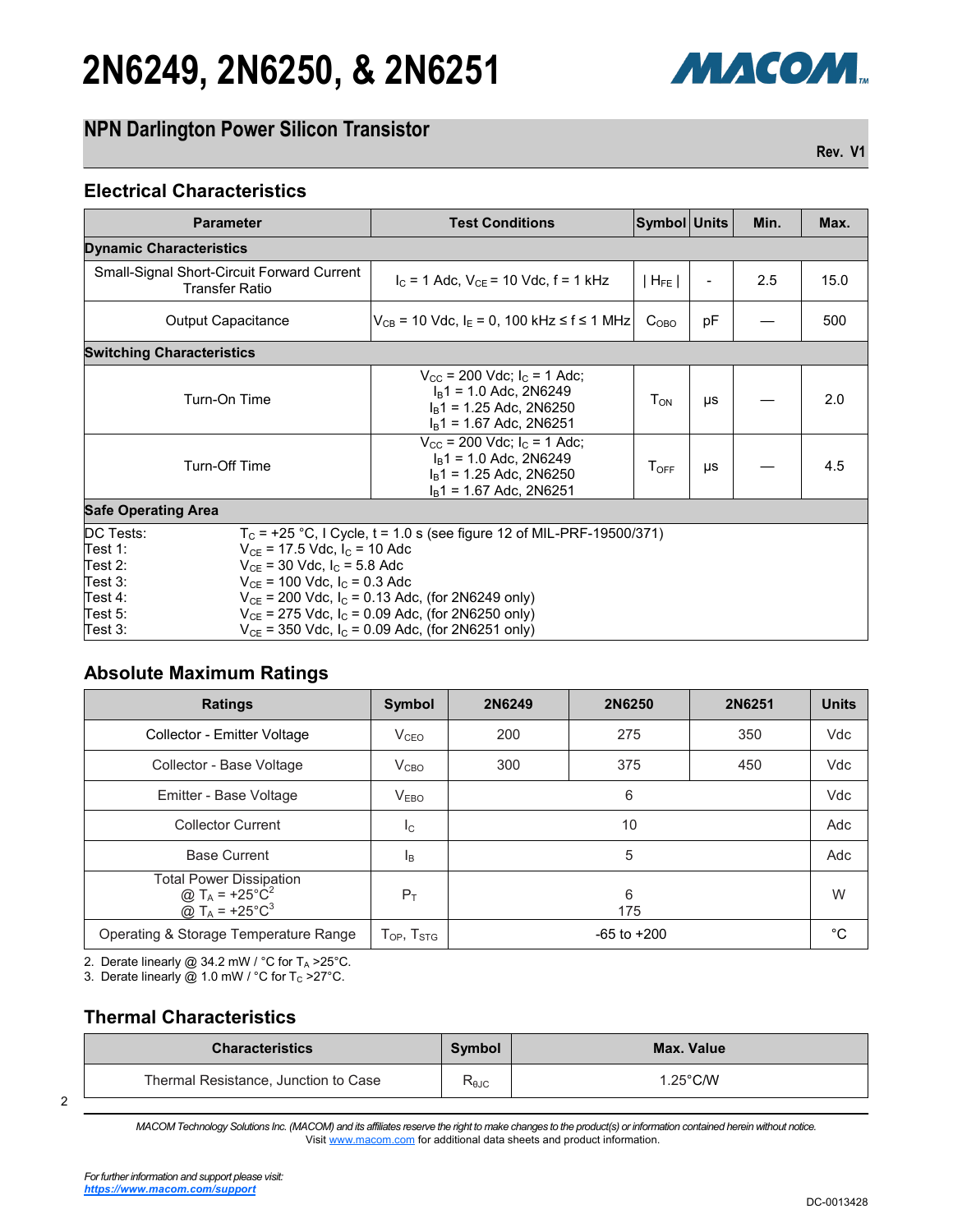# 2N6249, 2N6250, & 2N6251

## NPN Darlington Power Silicon Transistor

Rev. V1

### Electrical Characteristics

| Parameter | Test Conditions | Symbol | Units | Min. | Max. |
|---|---|---|---|---|---|
| **Dynamic Characteristics** | | | | | |
| Small-Signal Short-Circuit Forward Current Transfer Ratio | $I_C$ = 1 Adc, $V_{CE}$ = 10 Vdc, f = 1 kHz | \| $H_{FE}$ \| | - | 2.5 | 15.0 |
| Output Capacitance | $V_{CB}$ = 10 Vdc, $I_E$ = 0, 100 kHz ≤ f ≤ 1 MHz | $C_{OBO}$ | pF | — | 500 |
| **Switching Characteristics** | | | | | |
| Turn-On Time | $V_{CC}$ = 200 Vdc; $I_C$ = 1 Adc; $I_B1$ = 1.0 Adc, 2N6249 $I_B1$ = 1.25 Adc, 2N6250 $I_B1$ = 1.67 Adc, 2N6251 | $T_{ON}$ | µs | — | 2.0 |
| Turn-Off Time | $V_{CC}$ = 200 Vdc; $I_C$ = 1 Adc; $I_B1$ = 1.0 Adc, 2N6249 $I_B1$ = 1.25 Adc, 2N6250 $I_B1$ = 1.67 Adc, 2N6251 | $T_{OFF}$ | µs | — | 4.5 |
| **Safe Operating Area** | | | | | |

DC Tests: $T_C$ = +25 °C, I Cycle, t = 1.0 s (see figure 12 of MIL-PRF-19500/371)
Test 1: $V_{CE}$ = 17.5 Vdc, $I_C$ = 10 Adc
Test 2: $V_{CE}$ = 30 Vdc, $I_C$ = 5.8 Adc
Test 3: $V_{CE}$ = 100 Vdc, $I_C$ = 0.3 Adc
Test 4: $V_{CE}$ = 200 Vdc, $I_C$ = 0.13 Adc, (for 2N6249 only)
Test 5: $V_{CE}$ = 275 Vdc, $I_C$ = 0.09 Adc, (for 2N6250 only)
Test 3: $V_{CE}$ = 350 Vdc, $I_C$ = 0.09 Adc, (for 2N6251 only)

### Absolute Maximum Ratings

| Ratings | Symbol | 2N6249 | 2N6250 | 2N6251 | Units |
|---|---|---|---|---|---|
| Collector - Emitter Voltage | $V_{CEO}$ | 200 | 275 | 350 | Vdc |
| Collector - Base Voltage | $V_{CBO}$ | 300 | 375 | 450 | Vdc |
| Emitter - Base Voltage | $V_{EBO}$ | 6 | | | Vdc |
| Collector Current | $I_C$ | 10 | | | Adc |
| Base Current | $I_B$ | 5 | | | Adc |
| Total Power Dissipation @ $T_A$ = +25°C[2] @ $T_A$ = +25°C[3] | $P_T$ | 6 / 175 | | | W |
| Operating & Storage Temperature Range | $T_{OP}$, $T_{STG}$ | -65 to +200 | | | °C |

2. Derate linearly @ 34.2 mW / °C for $T_A$ >25°C.
3. Derate linearly @ 1.0 mW / °C for $T_C$ >27°C.

### Thermal Characteristics

| Characteristics | Symbol | Max. Value |
|---|---|---|
| Thermal Resistance, Junction to Case | $R_{\theta JC}$ | 1.25°C/W |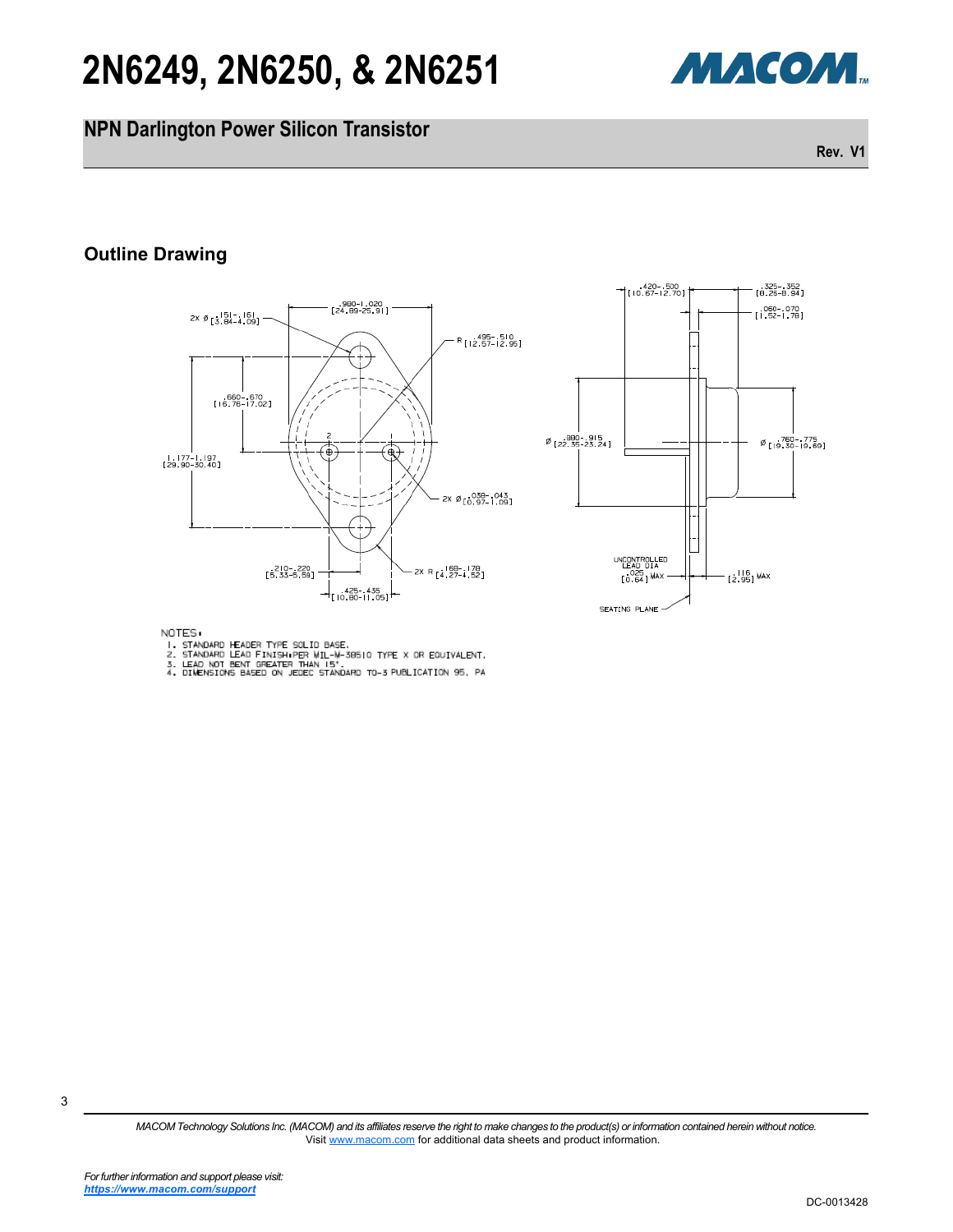# 2N6249, 2N6250, & 2N6251

## NPN Darlington Power Silicon Transistor

Rev. V1

### Outline Drawing

NOTES:

1. STANDARD HEADER TYPE SOLID BASE.
2. STANDARD LEAD FINISH:PER MIL-M-38510 TYPE X OR EQUIVALENT.
3. LEAD NOT BENT GREATER THAN 15°.
4. DIMENSIONS BASED ON JEDEC STANDARD TO-3 PUBLICATION 95, PA

*MACOM Technology Solutions Inc. (MACOM) and its affiliates reserve the right to make changes to the product(s) or information contained herein without notice.*
Visit www.macom.com for additional data sheets and product information.

*For further information and support please visit:*
***https://www.macom.com/support***

DC-0013428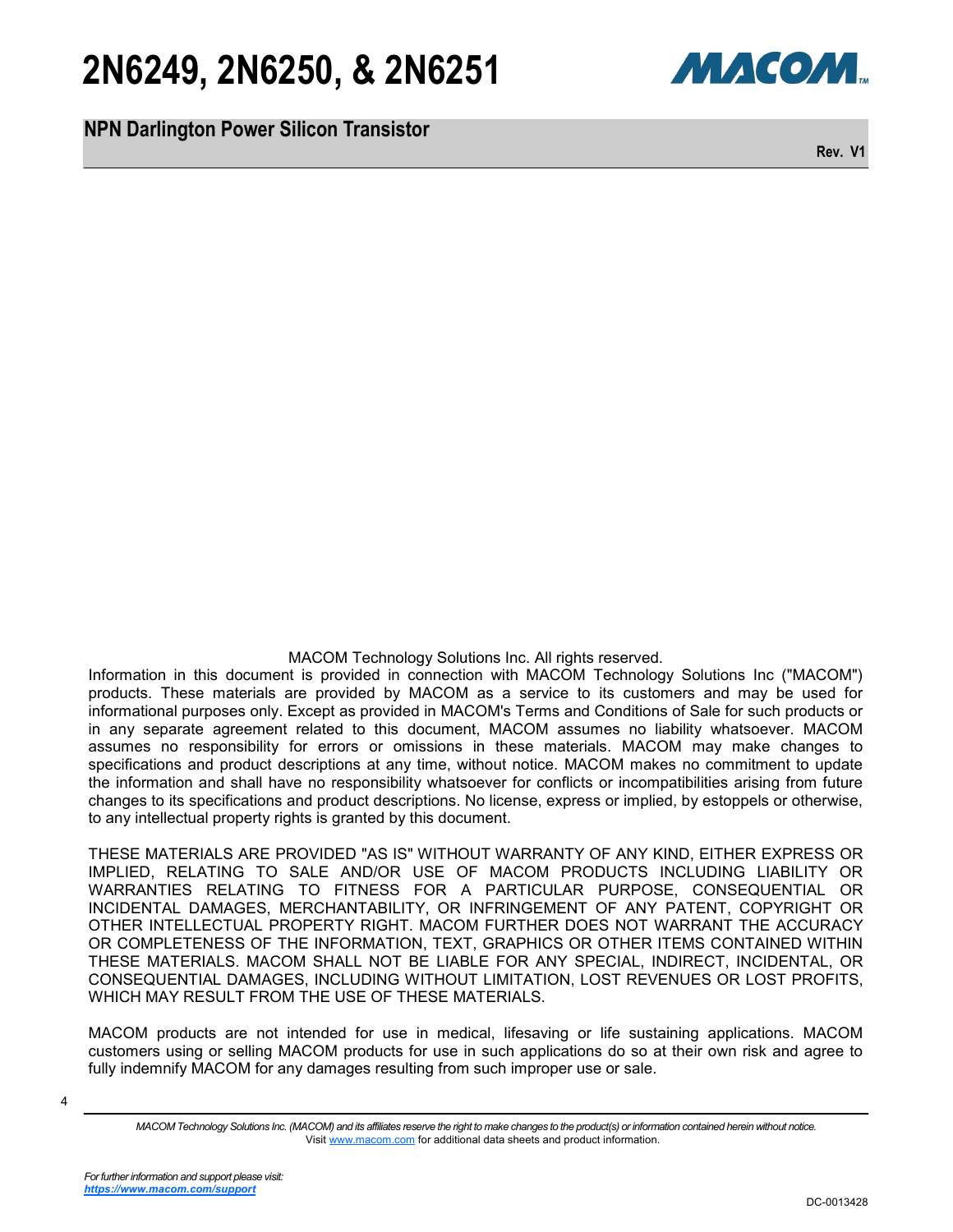MACOM Technology Solutions Inc. All rights reserved.

Information in this document is provided in connection with MACOM Technology Solutions Inc ("MACOM") products. These materials are provided by MACOM as a service to its customers and may be used for informational purposes only. Except as provided in MACOM's Terms and Conditions of Sale for such products or in any separate agreement related to this document, MACOM assumes no liability whatsoever. MACOM assumes no responsibility for errors or omissions in these materials. MACOM may make changes to specifications and product descriptions at any time, without notice. MACOM makes no commitment to update the information and shall have no responsibility whatsoever for conflicts or incompatibilities arising from future changes to its specifications and product descriptions. No license, express or implied, by estoppels or otherwise, to any intellectual property rights is granted by this document.

THESE MATERIALS ARE PROVIDED "AS IS" WITHOUT WARRANTY OF ANY KIND, EITHER EXPRESS OR IMPLIED, RELATING TO SALE AND/OR USE OF MACOM PRODUCTS INCLUDING LIABILITY OR WARRANTIES RELATING TO FITNESS FOR A PARTICULAR PURPOSE, CONSEQUENTIAL OR INCIDENTAL DAMAGES, MERCHANTABILITY, OR INFRINGEMENT OF ANY PATENT, COPYRIGHT OR OTHER INTELLECTUAL PROPERTY RIGHT. MACOM FURTHER DOES NOT WARRANT THE ACCURACY OR COMPLETENESS OF THE INFORMATION, TEXT, GRAPHICS OR OTHER ITEMS CONTAINED WITHIN THESE MATERIALS. MACOM SHALL NOT BE LIABLE FOR ANY SPECIAL, INDIRECT, INCIDENTAL, OR CONSEQUENTIAL DAMAGES, INCLUDING WITHOUT LIMITATION, LOST REVENUES OR LOST PROFITS, WHICH MAY RESULT FROM THE USE OF THESE MATERIALS.

MACOM products are not intended for use in medical, lifesaving or life sustaining applications. MACOM customers using or selling MACOM products for use in such applications do so at their own risk and agree to fully indemnify MACOM for any damages resulting from such improper use or sale.